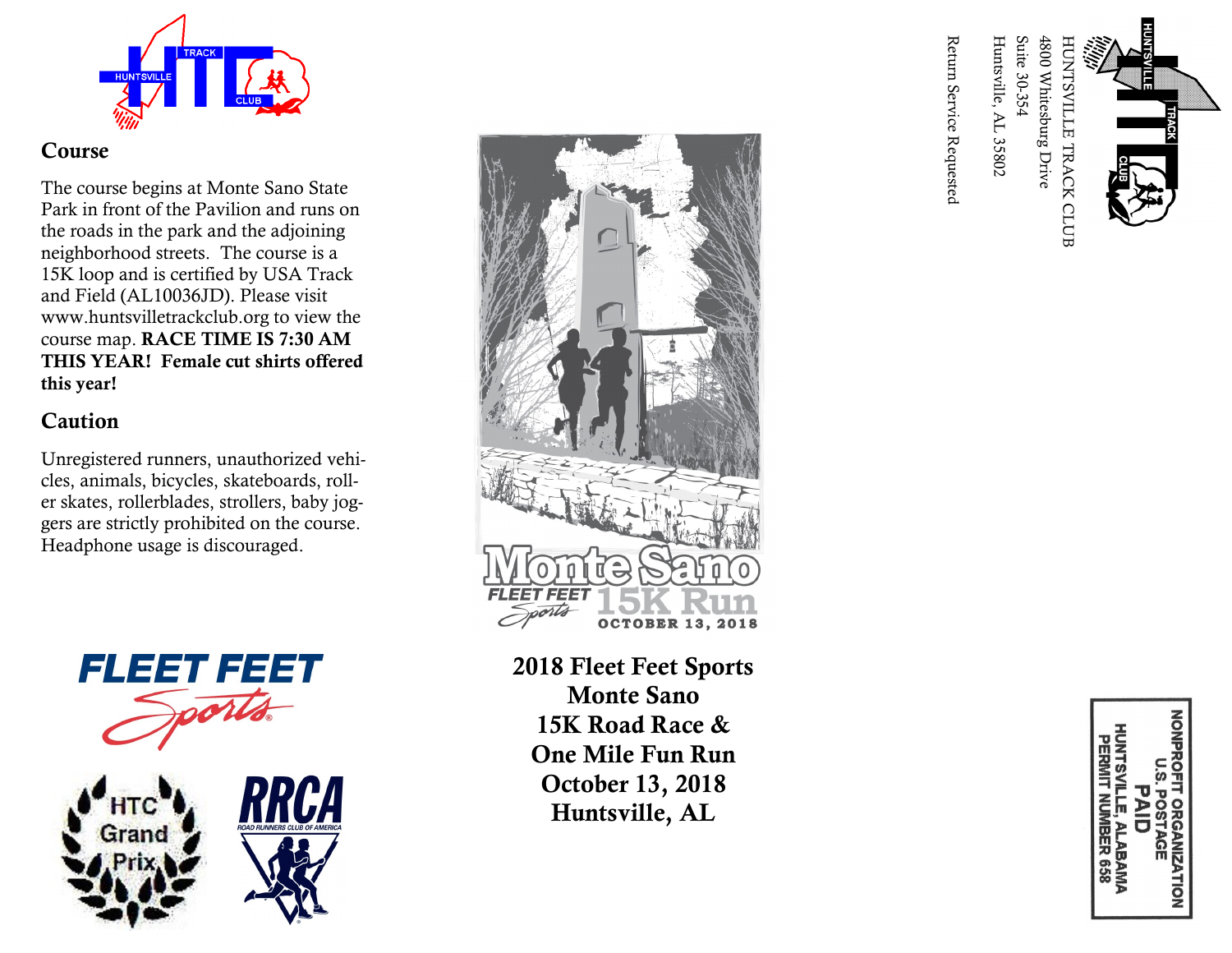## Course

The course begins at Monte Sano State Park in front of the Pavilion and runs on the roads in the park and the adjoining neighborhood streets. The course is a 15K loop and is certified by USA Track and Field (AL10036JD). Please visit www.huntsvilletrackclub.org to view the course map. **RACE TIME IS 7:30 AM THIS YEAR! Female cut shirts offered this year!**

## Caution

Unregistered runners, unauthorized vehicles, animals, bicycles, skateboards, roller skates, rollerblades, strollers, baby joggers are strictly prohibited on the course. Headphone usage is discouraged.

Monte Sano 15K Run

FLEET FEET Sports

OCTOBER 13, 2018

**2018 Fleet Feet Sports Monte Sano 15K Road Race & One Mile Fun Run October 13, 2018 Huntsville, AL**

HUNTSVILLE TRACK CLUB
4800 Whitesburg Drive
Suite 30-354
Huntsville, AL 35802

Return Service Requested

NONPROFIT ORGANIZATION
U.S. POSTAGE
PAID
HUNTSVILLE, ALABAMA
PERMIT NUMBER 658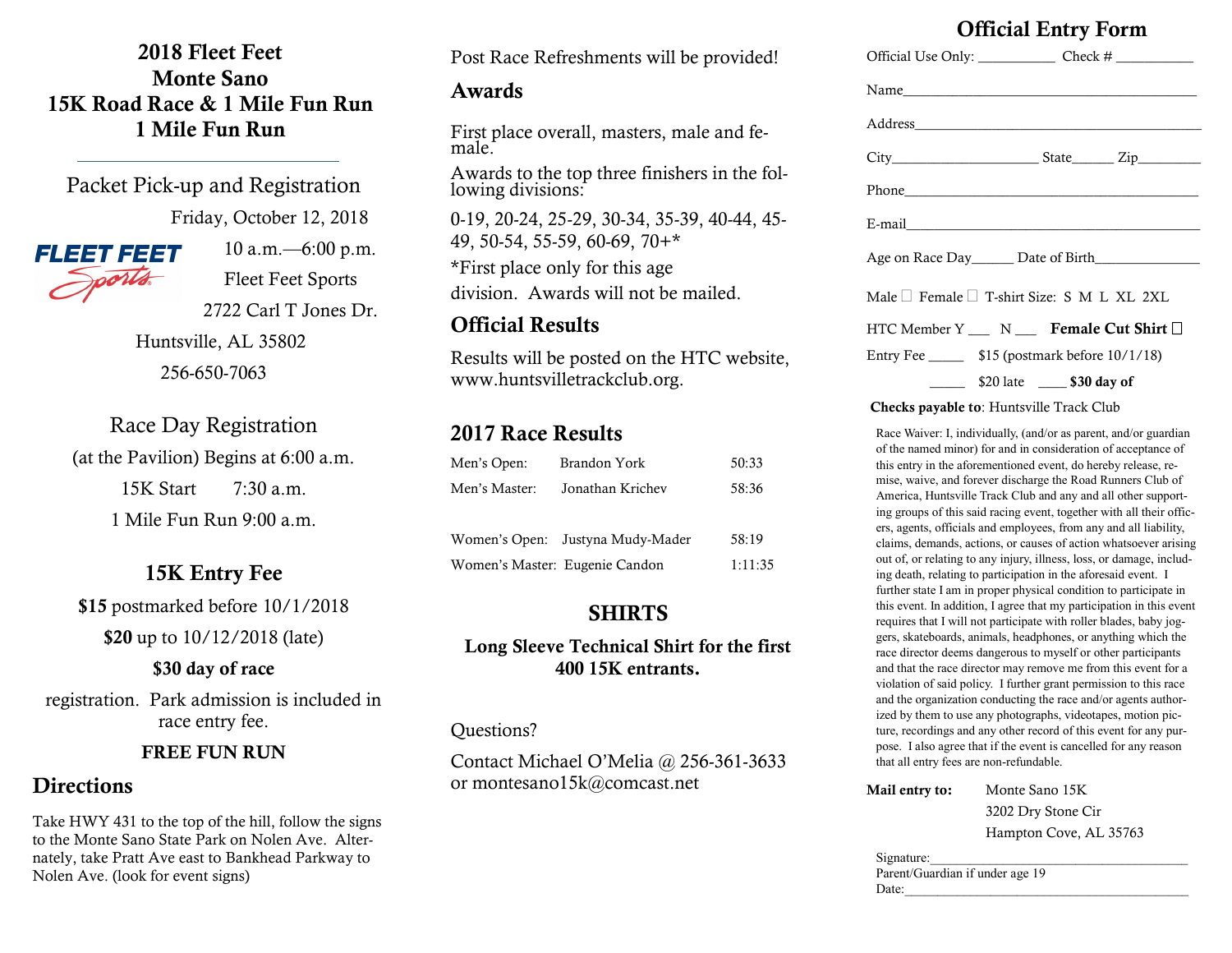## 2018 Fleet Feet
## Monte Sano
## 15K Road Race & 1 Mile Fun Run
## 1 Mile Fun Run

---

### Packet Pick-up and Registration

Friday, October 12, 2018

10 a.m.—6:00 p.m.

Fleet Feet Sports

2722 Carl T Jones Dr.

Huntsville, AL 35802

256-650-7063

### Race Day Registration

(at the Pavilion) Begins at 6:00 a.m.

15K Start 7:30 a.m.

1 Mile Fun Run 9:00 a.m.

### 15K Entry Fee

**$15** postmarked before 10/1/2018

**$20** up to 10/12/2018 (late)

**$30 day of race**

registration. Park admission is included in race entry fee.

**FREE FUN RUN**

## Directions

Take HWY 431 to the top of the hill, follow the signs to the Monte Sano State Park on Nolen Ave. Alternately, take Pratt Ave east to Bankhead Parkway to Nolen Ave. (look for event signs)

Post Race Refreshments will be provided!

## Awards

First place overall, masters, male and female.

Awards to the top three finishers in the following divisions:

0-19, 20-24, 25-29, 30-34, 35-39, 40-44, 45-49, 50-54, 55-59, 60-69, 70+*

*First place only for this age division. Awards will not be mailed.

## Official Results

Results will be posted on the HTC website, www.huntsvilletrackclub.org.

## 2017 Race Results

| | | |
|---|---|---|
| Men's Open: | Brandon York | 50:33 |
| Men's Master: | Jonathan Krichev | 58:36 |
| Women's Open: | Justyna Mudy-Mader | 58:19 |
| Women's Master: | Eugenie Candon | 1:11:35 |

## SHIRTS

**Long Sleeve Technical Shirt for the first 400 15K entrants.**

Questions?

Contact Michael O'Melia @ 256-361-3633 or montesano15k@comcast.net

## Official Entry Form

Official Use Only: __________ Check # __________

Name________________________________________

Address______________________________________

City___________________ State_____ Zip________

Phone_______________________________________

E-mail_______________________________________

Age on Race Day_____ Date of Birth_____________

Male ☐ Female ☐ T-shirt Size: S M L XL 2XL

HTC Member Y ___ N ___ **Female Cut Shirt** ☐

Entry Fee _____ $15 (postmark before 10/1/18)

_____ $20 late ____ **$30 day of**

**Checks payable to**: Huntsville Track Club

Race Waiver: I, individually, (and/or as parent, and/or guardian of the named minor) for and in consideration of acceptance of this entry in the aforementioned event, do hereby release, remise, waive, and forever discharge the Road Runners Club of America, Huntsville Track Club and any and all other supporting groups of this said racing event, together with all their officers, agents, officials and employees, from any and all liability, claims, demands, actions, or causes of action whatsoever arising out of, or relating to any injury, illness, loss, or damage, including death, relating to participation in the aforesaid event. I further state I am in proper physical condition to participate in this event. In addition, I agree that my participation in this event requires that I will not participate with roller blades, baby joggers, skateboards, animals, headphones, or anything which the race director deems dangerous to myself or other participants and that the race director may remove me from this event for a violation of said policy. I further grant permission to this race and the organization conducting the race and/or agents authorized by them to use any photographs, videotapes, motion picture, recordings and any other record of this event for any purpose. I also agree that if the event is cancelled for any reason that all entry fees are non-refundable.

**Mail entry to:** Monte Sano 15K
3202 Dry Stone Cir
Hampton Cove, AL 35763

Signature:____________________________________
Parent/Guardian if under age 19
Date:________________________________________